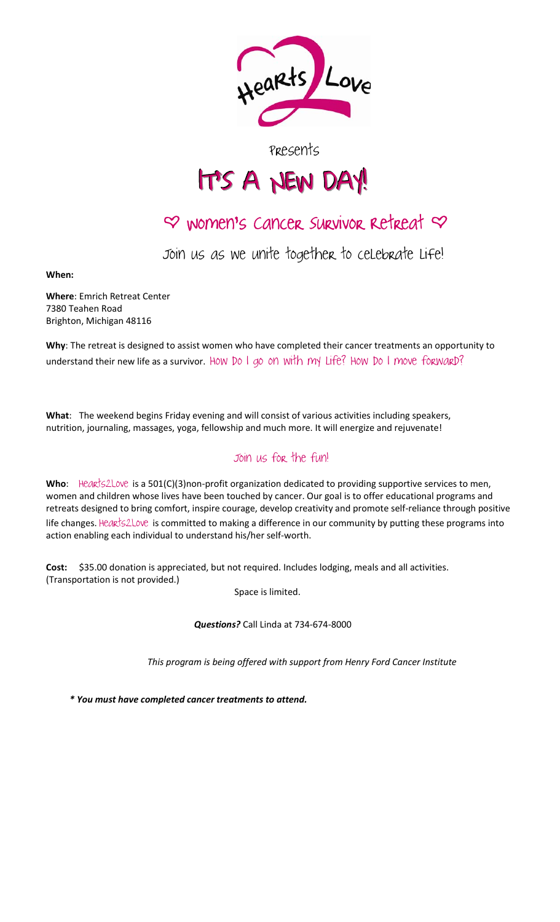Hearts 2 Love

Presents

# IT'S A NEW DAY!

## ♡ Women's Cancer Survivor Retreat ♡

Join us as we unite together to celebrate Life!

**When:**

**Where**: Emrich Retreat Center
7380 Teahen Road
Brighton, Michigan 48116

**Why**: The retreat is designed to assist women who have completed their cancer treatments an opportunity to understand their new life as a survivor. How Do I go on with my Life? How Do I move forward?

**What**: The weekend begins Friday evening and will consist of various activities including speakers, nutrition, journaling, massages, yoga, fellowship and much more. It will energize and rejuvenate!

Join us for the fun!

**Who**: Hearts2Love is a 501(C)(3)non-profit organization dedicated to providing supportive services to men, women and children whose lives have been touched by cancer. Our goal is to offer educational programs and retreats designed to bring comfort, inspire courage, develop creativity and promote self-reliance through positive life changes. Hearts2Love is committed to making a difference in our community by putting these programs into action enabling each individual to understand his/her self-worth.

**Cost:** $35.00 donation is appreciated, but not required. Includes lodging, meals and all activities. (Transportation is not provided.)

Space is limited.

***Questions?*** Call Linda at 734-674-8000

*This program is being offered with support from Henry Ford Cancer Institute*

***\* You must have completed cancer treatments to attend.***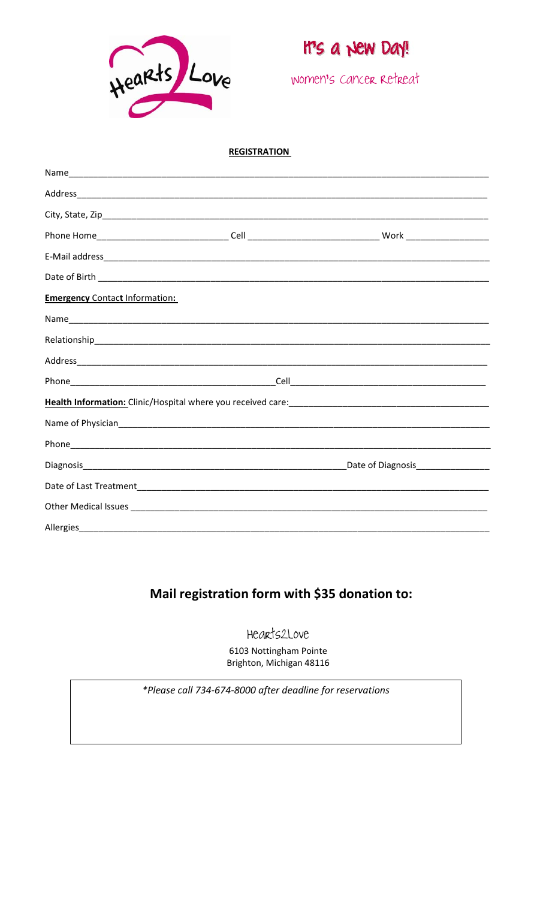Hearts 2 Love

# It's a New Day!

Women's Cancer Retreat

**REGISTRATION**

Name\_\_\_\_\_\_\_\_\_\_\_\_\_\_\_\_\_\_\_\_\_\_\_\_\_\_\_\_\_\_\_\_\_\_\_\_\_\_\_\_\_\_\_\_\_\_\_\_

Address\_\_\_\_\_\_\_\_\_\_\_\_\_\_\_\_\_\_\_\_\_\_\_\_\_\_\_\_\_\_\_\_\_\_\_\_\_\_\_\_\_\_\_\_\_\_

City, State, Zip\_\_\_\_\_\_\_\_\_\_\_\_\_\_\_\_\_\_\_\_\_\_\_\_\_\_\_\_\_\_\_\_\_\_\_\_\_\_\_\_

Phone Home\_\_\_\_\_\_\_\_\_\_\_\_\_\_\_\_\_\_ Cell \_\_\_\_\_\_\_\_\_\_\_\_\_\_\_\_\_\_ Work \_\_\_\_\_\_\_\_\_\_\_\_

E-Mail address\_\_\_\_\_\_\_\_\_\_\_\_\_\_\_\_\_\_\_\_\_\_\_\_\_\_\_\_\_\_\_\_\_\_\_\_\_\_\_\_\_

Date of Birth \_\_\_\_\_\_\_\_\_\_\_\_\_\_\_\_\_\_\_\_\_\_\_\_\_\_\_\_\_\_\_\_\_\_\_\_\_\_\_\_\_\_

**Emergency Contact Information:**

Name\_\_\_\_\_\_\_\_\_\_\_\_\_\_\_\_\_\_\_\_\_\_\_\_\_\_\_\_\_\_\_\_\_\_\_\_\_\_\_\_\_\_\_\_\_\_\_\_

Relationship\_\_\_\_\_\_\_\_\_\_\_\_\_\_\_\_\_\_\_\_\_\_\_\_\_\_\_\_\_\_\_\_\_\_\_\_\_\_\_\_\_\_\_

Address\_\_\_\_\_\_\_\_\_\_\_\_\_\_\_\_\_\_\_\_\_\_\_\_\_\_\_\_\_\_\_\_\_\_\_\_\_\_\_\_\_\_\_\_\_\_

Phone\_\_\_\_\_\_\_\_\_\_\_\_\_\_\_\_\_\_\_\_\_\_\_\_\_\_\_\_Cell\_\_\_\_\_\_\_\_\_\_\_\_\_\_\_\_\_\_\_\_\_\_\_\_\_\_\_\_

**Health Information:** Clinic/Hospital where you received care:\_\_\_\_\_\_\_\_\_\_\_\_\_\_\_\_\_\_\_\_\_\_\_\_\_\_

Name of Physician\_\_\_\_\_\_\_\_\_\_\_\_\_\_\_\_\_\_\_\_\_\_\_\_\_\_\_\_\_\_\_\_\_\_\_\_\_\_\_

Phone\_\_\_\_\_\_\_\_\_\_\_\_\_\_\_\_\_\_\_\_\_\_\_\_\_\_\_\_\_\_\_\_\_\_\_\_\_\_\_\_\_\_\_\_\_\_\_\_\_

Diagnosis\_\_\_\_\_\_\_\_\_\_\_\_\_\_\_\_\_\_\_\_\_\_\_\_\_\_\_\_\_\_\_\_\_\_\_\_Date of Diagnosis\_\_\_\_\_\_\_\_\_\_\_\_

Date of Last Treatment\_\_\_\_\_\_\_\_\_\_\_\_\_\_\_\_\_\_\_\_\_\_\_\_\_\_\_\_\_\_\_\_\_\_\_\_\_

Other Medical Issues \_\_\_\_\_\_\_\_\_\_\_\_\_\_\_\_\_\_\_\_\_\_\_\_\_\_\_\_\_\_\_\_\_\_\_\_\_\_

Allergies\_\_\_\_\_\_\_\_\_\_\_\_\_\_\_\_\_\_\_\_\_\_\_\_\_\_\_\_\_\_\_\_\_\_\_\_\_\_\_\_\_\_\_\_\_\_\_

## Mail registration form with $35 donation to:

Hearts2Love

6103 Nottingham Pointe
Brighton, Michigan 48116

*\*Please call 734-674-8000 after deadline for reservations*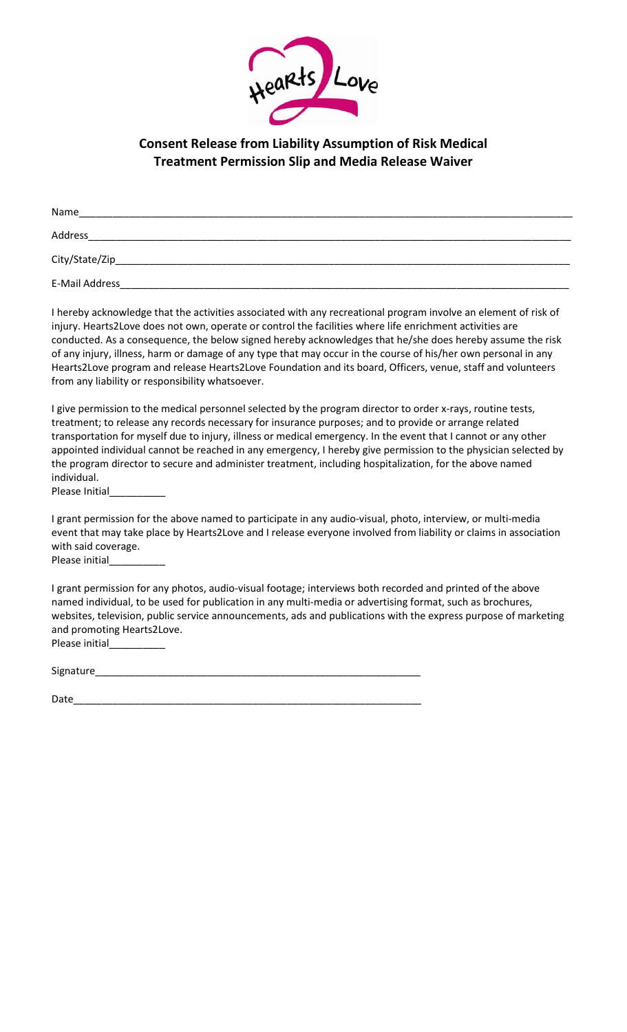## Consent Release from Liability Assumption of Risk Medical Treatment Permission Slip and Media Release Waiver

Name\_\_\_\_\_\_\_\_\_\_\_\_\_\_\_\_\_\_\_\_\_\_\_\_\_\_\_\_\_\_\_\_\_\_\_\_\_\_\_\_\_\_\_\_\_\_\_\_\_\_\_\_\_\_\_\_\_\_\_\_\_\_\_\_\_\_\_\_\_\_\_\_\_\_\_\_\_\_\_\_\_\_\_\_

Address\_\_\_\_\_\_\_\_\_\_\_\_\_\_\_\_\_\_\_\_\_\_\_\_\_\_\_\_\_\_\_\_\_\_\_\_\_\_\_\_\_\_\_\_\_\_\_\_\_\_\_\_\_\_\_\_\_\_\_\_\_\_\_\_\_\_\_\_\_\_\_\_\_\_\_\_\_\_\_\_\_\_

City/State/Zip\_\_\_\_\_\_\_\_\_\_\_\_\_\_\_\_\_\_\_\_\_\_\_\_\_\_\_\_\_\_\_\_\_\_\_\_\_\_\_\_\_\_\_\_\_\_\_\_\_\_\_\_\_\_\_\_\_\_\_\_\_\_\_\_\_\_\_\_\_\_\_\_\_\_\_\_\_

E-Mail Address\_\_\_\_\_\_\_\_\_\_\_\_\_\_\_\_\_\_\_\_\_\_\_\_\_\_\_\_\_\_\_\_\_\_\_\_\_\_\_\_\_\_\_\_\_\_\_\_\_\_\_\_\_\_\_\_\_\_\_\_\_\_\_\_\_\_\_\_\_\_\_\_\_\_\_\_

I hereby acknowledge that the activities associated with any recreational program involve an element of risk of injury. Hearts2Love does not own, operate or control the facilities where life enrichment activities are conducted. As a consequence, the below signed hereby acknowledges that he/she does hereby assume the risk of any injury, illness, harm or damage of any type that may occur in the course of his/her own personal in any Hearts2Love program and release Hearts2Love Foundation and its board, Officers, venue, staff and volunteers from any liability or responsibility whatsoever.

I give permission to the medical personnel selected by the program director to order x-rays, routine tests, treatment; to release any records necessary for insurance purposes; and to provide or arrange related transportation for myself due to injury, illness or medical emergency. In the event that I cannot or any other appointed individual cannot be reached in any emergency, I hereby give permission to the physician selected by the program director to secure and administer treatment, including hospitalization, for the above named individual.
Please Initial\_\_\_\_\_\_\_\_\_\_

I grant permission for the above named to participate in any audio-visual, photo, interview, or multi-media event that may take place by Hearts2Love and I release everyone involved from liability or claims in association with said coverage.
Please initial\_\_\_\_\_\_\_\_\_\_

I grant permission for any photos, audio-visual footage; interviews both recorded and printed of the above named individual, to be used for publication in any multi-media or advertising format, such as brochures, websites, television, public service announcements, ads and publications with the express purpose of marketing and promoting Hearts2Love.
Please initial\_\_\_\_\_\_\_\_\_\_

Signature\_\_\_\_\_\_\_\_\_\_\_\_\_\_\_\_\_\_\_\_\_\_\_\_\_\_\_\_\_\_\_\_\_\_\_\_\_\_\_\_\_\_\_\_\_\_\_\_\_\_\_\_\_\_\_\_\_\_\_\_

Date\_\_\_\_\_\_\_\_\_\_\_\_\_\_\_\_\_\_\_\_\_\_\_\_\_\_\_\_\_\_\_\_\_\_\_\_\_\_\_\_\_\_\_\_\_\_\_\_\_\_\_\_\_\_\_\_\_\_\_\_\_\_\_